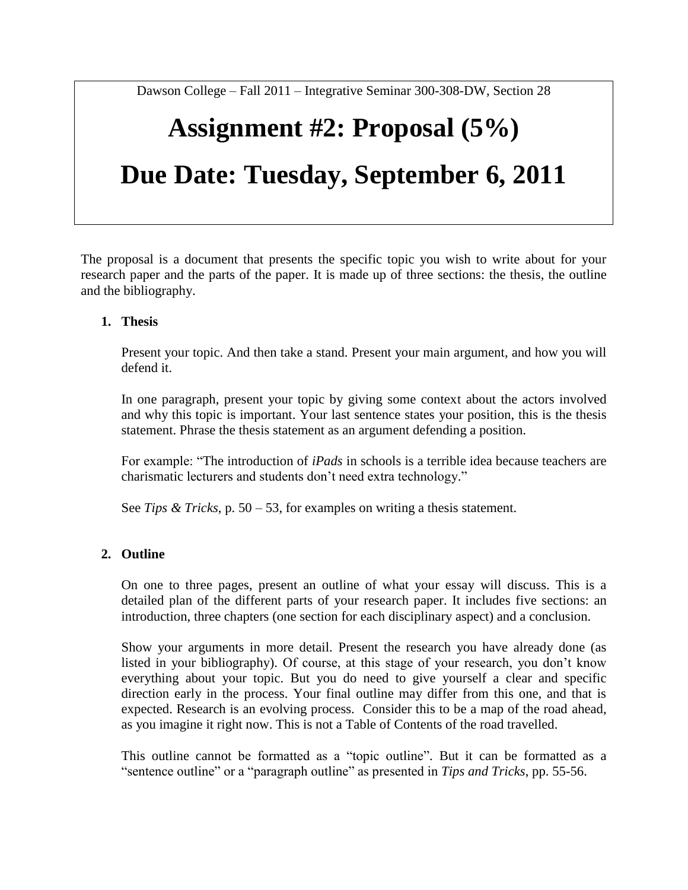Dawson College – Fall 2011 – Integrative Seminar 300-308-DW, Section 28

# Assignment #2: Proposal (5%)

# Due Date: Tuesday, September 6, 2011

The proposal is a document that presents the specific topic you wish to write about for your research paper and the parts of the paper. It is made up of three sections: the thesis, the outline and the bibliography.

## 1. Thesis

Present your topic. And then take a stand. Present your main argument, and how you will defend it.

In one paragraph, present your topic by giving some context about the actors involved and why this topic is important. Your last sentence states your position, this is the thesis statement. Phrase the thesis statement as an argument defending a position.

For example: "The introduction of *iPads* in schools is a terrible idea because teachers are charismatic lecturers and students don't need extra technology."

See *Tips & Tricks*, p. 50 – 53, for examples on writing a thesis statement.

## 2. Outline

On one to three pages, present an outline of what your essay will discuss. This is a detailed plan of the different parts of your research paper. It includes five sections: an introduction, three chapters (one section for each disciplinary aspect) and a conclusion.

Show your arguments in more detail. Present the research you have already done (as listed in your bibliography). Of course, at this stage of your research, you don't know everything about your topic. But you do need to give yourself a clear and specific direction early in the process. Your final outline may differ from this one, and that is expected. Research is an evolving process. Consider this to be a map of the road ahead, as you imagine it right now. This is not a Table of Contents of the road travelled.

This outline cannot be formatted as a "topic outline". But it can be formatted as a "sentence outline" or a "paragraph outline" as presented in *Tips and Tricks*, pp. 55-56.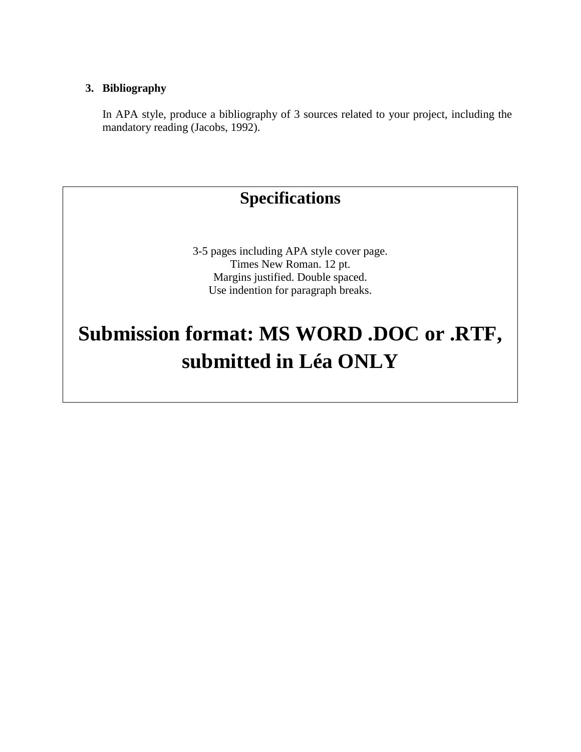3. **Bibliography**

   In APA style, produce a bibliography of 3 sources related to your project, including the mandatory reading (Jacobs, 1992).

## Specifications

3-5 pages including APA style cover page.
Times New Roman. 12 pt.
Margins justified. Double spaced.
Use indention for paragraph breaks.

# Submission format: MS WORD .DOC or .RTF, submitted in Léa ONLY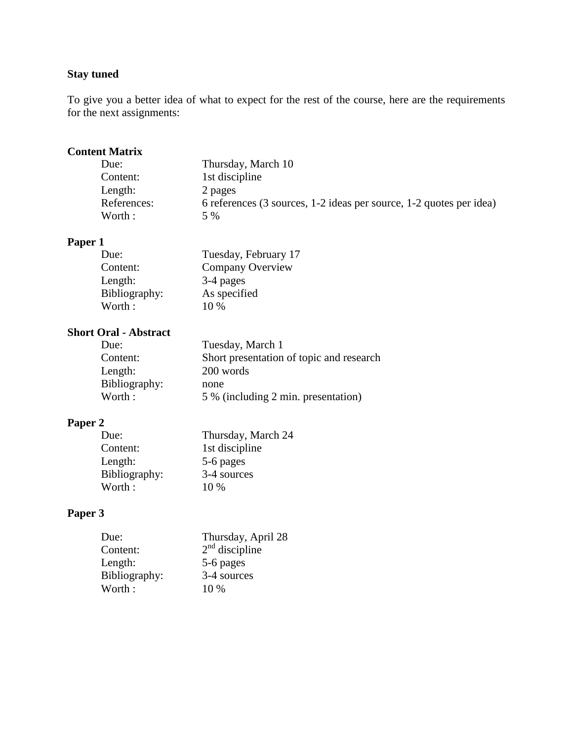**Stay tuned**

To give you a better idea of what to expect for the rest of the course, here are the requirements for the next assignments:

**Content Matrix**

| | |
|---|---|
| Due: | Thursday, March 10 |
| Content: | 1st discipline |
| Length: | 2 pages |
| References: | 6 references (3 sources, 1-2 ideas per source, 1-2 quotes per idea) |
| Worth : | 5 % |

**Paper 1**

| | |
|---|---|
| Due: | Tuesday, February 17 |
| Content: | Company Overview |
| Length: | 3-4 pages |
| Bibliography: | As specified |
| Worth : | 10 % |

**Short Oral - Abstract**

| | |
|---|---|
| Due: | Tuesday, March 1 |
| Content: | Short presentation of topic and research |
| Length: | 200 words |
| Bibliography: | none |
| Worth : | 5 % (including 2 min. presentation) |

**Paper 2**

| | |
|---|---|
| Due: | Thursday, March 24 |
| Content: | 1st discipline |
| Length: | 5-6 pages |
| Bibliography: | 3-4 sources |
| Worth : | 10 % |

**Paper 3**

| | |
|---|---|
| Due: | Thursday, April 28 |
| Content: | 2nd discipline |
| Length: | 5-6 pages |
| Bibliography: | 3-4 sources |
| Worth : | 10 % |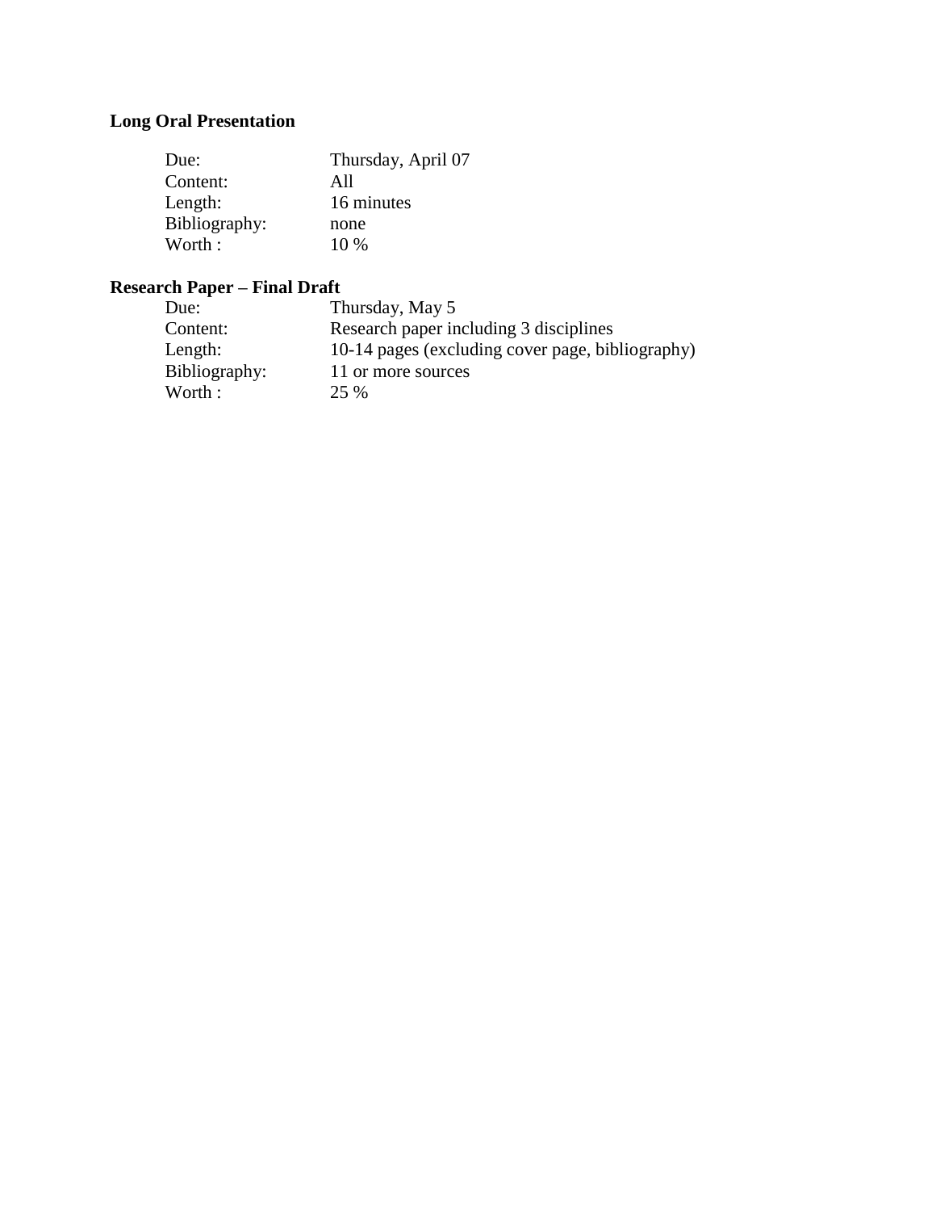**Long Oral Presentation**

| | |
|---|---|
| Due: | Thursday, April 07 |
| Content: | All |
| Length: | 16 minutes |
| Bibliography: | none |
| Worth : | 10 % |

**Research Paper – Final Draft**

| | |
|---|---|
| Due: | Thursday, May 5 |
| Content: | Research paper including 3 disciplines |
| Length: | 10-14 pages (excluding cover page, bibliography) |
| Bibliography: | 11 or more sources |
| Worth : | 25 % |